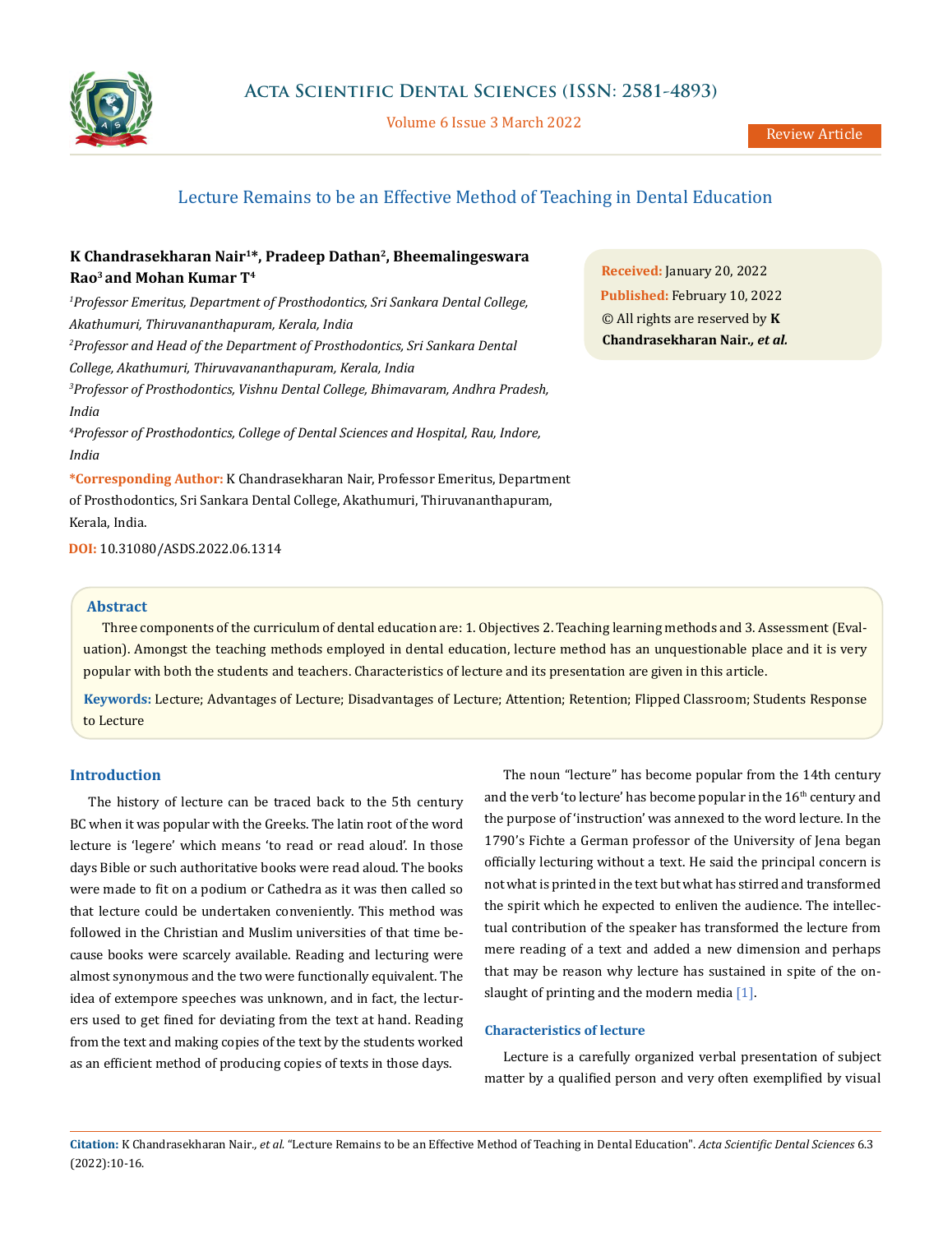# Lecture Remains to be an Effective Method of Teaching in Dental Education

**K Chandrasekharan Nair[1]*, Pradeep Dathan[2], Bheemalingeswara Rao[3] and Mohan Kumar T[4]**

[1]*Professor Emeritus, Department of Prosthodontics, Sri Sankara Dental College, Akathumuri, Thiruvananthapuram, Kerala, India*

[2]*Professor and Head of the Department of Prosthodontics, Sri Sankara Dental College, Akathumuri, Thiruvavananthapuram, Kerala, India*

[3]*Professor of Prosthodontics, Vishnu Dental College, Bhimavaram, Andhra Pradesh, India*

[4]*Professor of Prosthodontics, College of Dental Sciences and Hospital, Rau, Indore, India*

**\*Corresponding Author:** K Chandrasekharan Nair, Professor Emeritus, Department of Prosthodontics, Sri Sankara Dental College, Akathumuri, Thiruvananthapuram, Kerala, India.

**DOI:** 10.31080/ASDS.2022.06.1314

**Received:** January 20, 2022
**Published:** February 10, 2022
© All rights are reserved by **K Chandrasekharan Nair.*, et al.***

## Abstract

Three components of the curriculum of dental education are: 1. Objectives 2. Teaching learning methods and 3. Assessment (Evaluation). Amongst the teaching methods employed in dental education, lecture method has an unquestionable place and it is very popular with both the students and teachers. Characteristics of lecture and its presentation are given in this article.

**Keywords:** Lecture; Advantages of Lecture; Disadvantages of Lecture; Attention; Retention; Flipped Classroom; Students Response to Lecture

## Introduction

The history of lecture can be traced back to the 5th century BC when it was popular with the Greeks. The latin root of the word lecture is 'legere' which means 'to read or read aloud'. In those days Bible or such authoritative books were read aloud. The books were made to fit on a podium or Cathedra as it was then called so that lecture could be undertaken conveniently. This method was followed in the Christian and Muslim universities of that time because books were scarcely available. Reading and lecturing were almost synonymous and the two were functionally equivalent. The idea of extempore speeches was unknown, and in fact, the lecturers used to get fined for deviating from the text at hand. Reading from the text and making copies of the text by the students worked as an efficient method of producing copies of texts in those days.

The noun "lecture" has become popular from the 14th century and the verb 'to lecture' has become popular in the 16th century and the purpose of 'instruction' was annexed to the word lecture. In the 1790's Fichte a German professor of the University of Jena began officially lecturing without a text. He said the principal concern is not what is printed in the text but what has stirred and transformed the spirit which he expected to enliven the audience. The intellectual contribution of the speaker has transformed the lecture from mere reading of a text and added a new dimension and perhaps that may be reason why lecture has sustained in spite of the onslaught of printing and the modern media [1].

### Characteristics of lecture

Lecture is a carefully organized verbal presentation of subject matter by a qualified person and very often exemplified by visual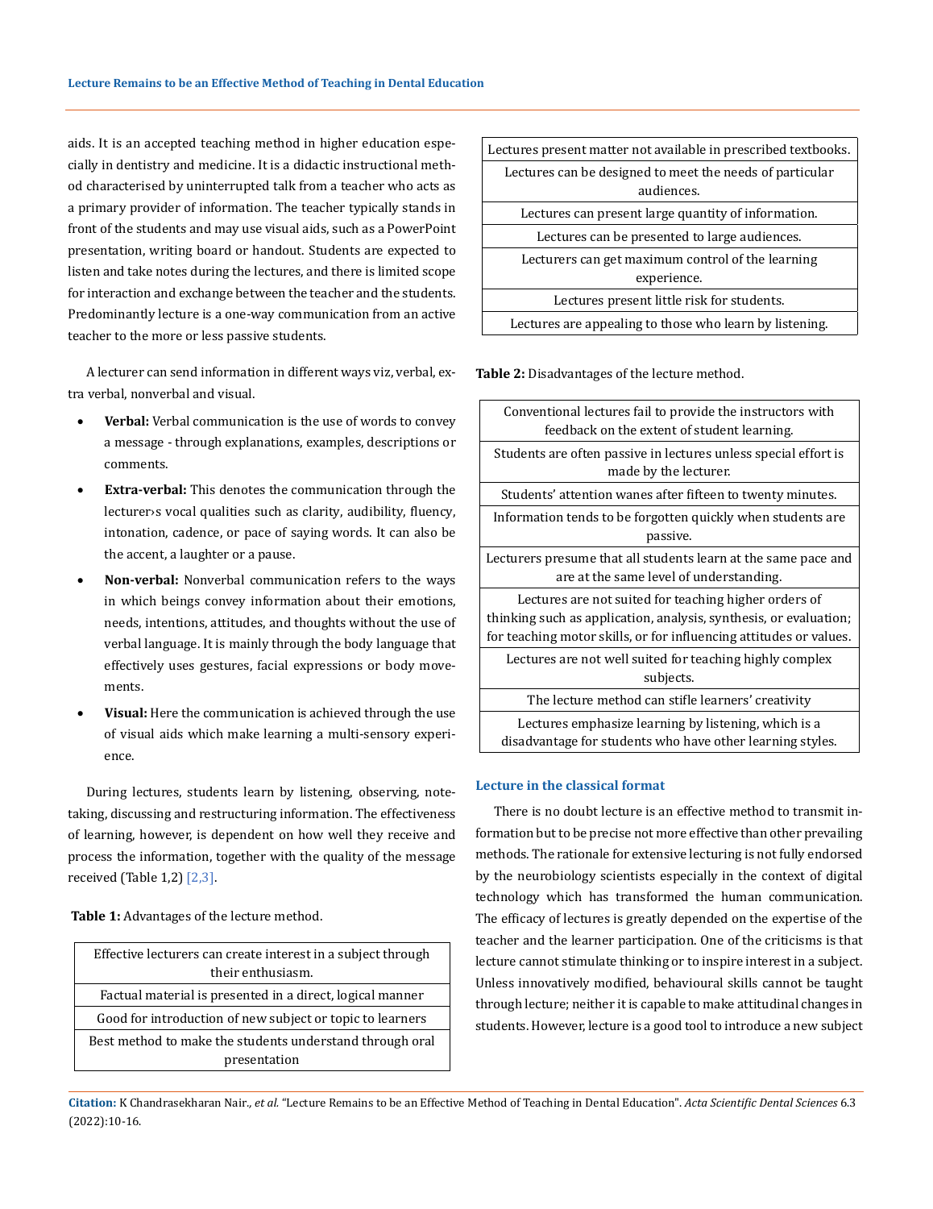aids. It is an accepted teaching method in higher education especially in dentistry and medicine. It is a didactic instructional method characterised by uninterrupted talk from a teacher who acts as a primary provider of information. The teacher typically stands in front of the students and may use visual aids, such as a PowerPoint presentation, writing board or handout. Students are expected to listen and take notes during the lectures, and there is limited scope for interaction and exchange between the teacher and the students. Predominantly lecture is a one-way communication from an active teacher to the more or less passive students.

A lecturer can send information in different ways viz, verbal, extra verbal, nonverbal and visual.

- **Verbal:** Verbal communication is the use of words to convey a message - through explanations, examples, descriptions or comments.
- **Extra-verbal:** This denotes the communication through the lecturer›s vocal qualities such as clarity, audibility, fluency, intonation, cadence, or pace of saying words. It can also be the accent, a laughter or a pause.
- **Non-verbal:** Nonverbal communication refers to the ways in which beings convey information about their emotions, needs, intentions, attitudes, and thoughts without the use of verbal language. It is mainly through the body language that effectively uses gestures, facial expressions or body movements.
- **Visual:** Here the communication is achieved through the use of visual aids which make learning a multi-sensory experience.

During lectures, students learn by listening, observing, note-taking, discussing and restructuring information. The effectiveness of learning, however, is dependent on how well they receive and process the information, together with the quality of the message received (Table 1,2) [2,3].

**Table 1:** Advantages of the lecture method.

| Advantages |
|---|
| Effective lecturers can create interest in a subject through their enthusiasm. |
| Factual material is presented in a direct, logical manner |
| Good for introduction of new subject or topic to learners |
| Best method to make the students understand through oral presentation |
| Lectures present matter not available in prescribed textbooks. |
| Lectures can be designed to meet the needs of particular audiences. |
| Lectures can present large quantity of information. |
| Lectures can be presented to large audiences. |
| Lecturers can get maximum control of the learning experience. |
| Lectures present little risk for students. |
| Lectures are appealing to those who learn by listening. |

**Table 2:** Disadvantages of the lecture method.

| Disadvantages |
|---|
| Conventional lectures fail to provide the instructors with feedback on the extent of student learning. |
| Students are often passive in lectures unless special effort is made by the lecturer. |
| Students' attention wanes after fifteen to twenty minutes. |
| Information tends to be forgotten quickly when students are passive. |
| Lecturers presume that all students learn at the same pace and are at the same level of understanding. |
| Lectures are not suited for teaching higher orders of thinking such as application, analysis, synthesis, or evaluation; for teaching motor skills, or for influencing attitudes or values. |
| Lectures are not well suited for teaching highly complex subjects. |
| The lecture method can stifle learners' creativity |
| Lectures emphasize learning by listening, which is a disadvantage for students who have other learning styles. |

## Lecture in the classical format

There is no doubt lecture is an effective method to transmit information but to be precise not more effective than other prevailing methods. The rationale for extensive lecturing is not fully endorsed by the neurobiology scientists especially in the context of digital technology which has transformed the human communication. The efficacy of lectures is greatly depended on the expertise of the teacher and the learner participation. One of the criticisms is that lecture cannot stimulate thinking or to inspire interest in a subject. Unless innovatively modified, behavioural skills cannot be taught through lecture; neither it is capable to make attitudinal changes in students. However, lecture is a good tool to introduce a new subject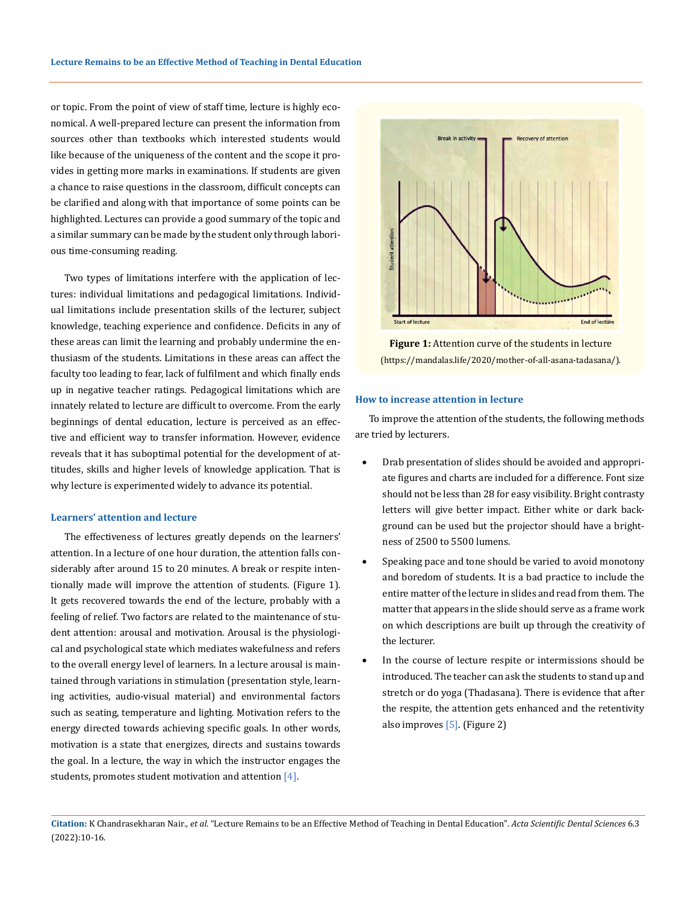or topic. From the point of view of staff time, lecture is highly economical. A well-prepared lecture can present the information from sources other than textbooks which interested students would like because of the uniqueness of the content and the scope it provides in getting more marks in examinations. If students are given a chance to raise questions in the classroom, difficult concepts can be clarified and along with that importance of some points can be highlighted. Lectures can provide a good summary of the topic and a similar summary can be made by the student only through laborious time-consuming reading.

Two types of limitations interfere with the application of lectures: individual limitations and pedagogical limitations. Individual limitations include presentation skills of the lecturer, subject knowledge, teaching experience and confidence. Deficits in any of these areas can limit the learning and probably undermine the enthusiasm of the students. Limitations in these areas can affect the faculty too leading to fear, lack of fulfilment and which finally ends up in negative teacher ratings. Pedagogical limitations which are innately related to lecture are difficult to overcome. From the early beginnings of dental education, lecture is perceived as an effective and efficient way to transfer information. However, evidence reveals that it has suboptimal potential for the development of attitudes, skills and higher levels of knowledge application. That is why lecture is experimented widely to advance its potential.

### Learners' attention and lecture

The effectiveness of lectures greatly depends on the learners' attention. In a lecture of one hour duration, the attention falls considerably after around 15 to 20 minutes. A break or respite intentionally made will improve the attention of students. (Figure 1). It gets recovered towards the end of the lecture, probably with a feeling of relief. Two factors are related to the maintenance of student attention: arousal and motivation. Arousal is the physiological and psychological state which mediates wakefulness and refers to the overall energy level of learners. In a lecture arousal is maintained through variations in stimulation (presentation style, learning activities, audio-visual material) and environmental factors such as seating, temperature and lighting. Motivation refers to the energy directed towards achieving specific goals. In other words, motivation is a state that energizes, directs and sustains towards the goal. In a lecture, the way in which the instructor engages the students, promotes student motivation and attention [4].

**Figure 1:** Attention curve of the students in lecture (https://mandalas.life/2020/mother-of-all-asana-tadasana/).

### How to increase attention in lecture

To improve the attention of the students, the following methods are tried by lecturers.

- Drab presentation of slides should be avoided and appropriate figures and charts are included for a difference. Font size should not be less than 28 for easy visibility. Bright contrasty letters will give better impact. Either white or dark background can be used but the projector should have a brightness of 2500 to 5500 lumens.
- Speaking pace and tone should be varied to avoid monotony and boredom of students. It is a bad practice to include the entire matter of the lecture in slides and read from them. The matter that appears in the slide should serve as a frame work on which descriptions are built up through the creativity of the lecturer.
- In the course of lecture respite or intermissions should be introduced. The teacher can ask the students to stand up and stretch or do yoga (Thadasana). There is evidence that after the respite, the attention gets enhanced and the retentivity also improves [5]. (Figure 2)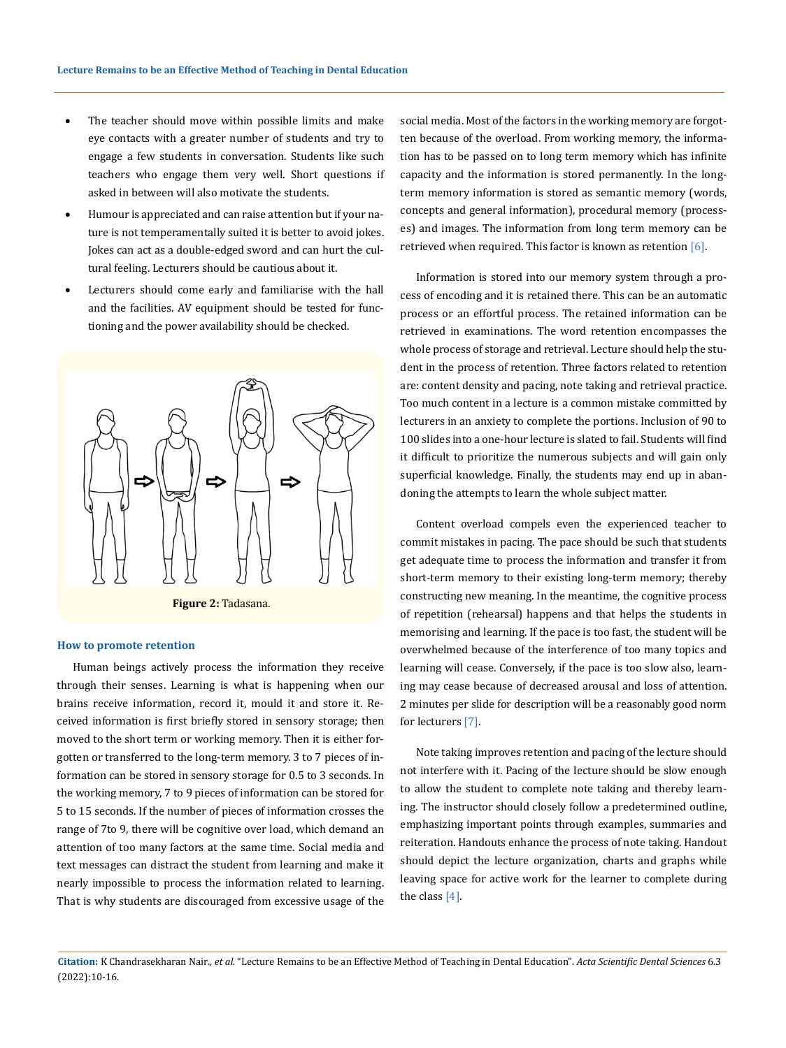- The teacher should move within possible limits and make eye contacts with a greater number of students and try to engage a few students in conversation. Students like such teachers who engage them very well. Short questions if asked in between will also motivate the students.
- Humour is appreciated and can raise attention but if your nature is not temperamentally suited it is better to avoid jokes. Jokes can act as a double-edged sword and can hurt the cultural feeling. Lecturers should be cautious about it.
- Lecturers should come early and familiarise with the hall and the facilities. AV equipment should be tested for functioning and the power availability should be checked.

**Figure 2:** Tadasana.

### How to promote retention

Human beings actively process the information they receive through their senses. Learning is what is happening when our brains receive information, record it, mould it and store it. Received information is first briefly stored in sensory storage; then moved to the short term or working memory. Then it is either forgotten or transferred to the long-term memory. 3 to 7 pieces of information can be stored in sensory storage for 0.5 to 3 seconds. In the working memory, 7 to 9 pieces of information can be stored for 5 to 15 seconds. If the number of pieces of information crosses the range of 7to 9, there will be cognitive over load, which demand an attention of too many factors at the same time. Social media and text messages can distract the student from learning and make it nearly impossible to process the information related to learning. That is why students are discouraged from excessive usage of the social media. Most of the factors in the working memory are forgotten because of the overload. From working memory, the information has to be passed on to long term memory which has infinite capacity and the information is stored permanently. In the long-term memory information is stored as semantic memory (words, concepts and general information), procedural memory (processes) and images. The information from long term memory can be retrieved when required. This factor is known as retention [6].

Information is stored into our memory system through a process of encoding and it is retained there. This can be an automatic process or an effortful process. The retained information can be retrieved in examinations. The word retention encompasses the whole process of storage and retrieval. Lecture should help the student in the process of retention. Three factors related to retention are: content density and pacing, note taking and retrieval practice. Too much content in a lecture is a common mistake committed by lecturers in an anxiety to complete the portions. Inclusion of 90 to 100 slides into a one-hour lecture is slated to fail. Students will find it difficult to prioritize the numerous subjects and will gain only superficial knowledge. Finally, the students may end up in abandoning the attempts to learn the whole subject matter.

Content overload compels even the experienced teacher to commit mistakes in pacing. The pace should be such that students get adequate time to process the information and transfer it from short-term memory to their existing long-term memory; thereby constructing new meaning. In the meantime, the cognitive process of repetition (rehearsal) happens and that helps the students in memorising and learning. If the pace is too fast, the student will be overwhelmed because of the interference of too many topics and learning will cease. Conversely, if the pace is too slow also, learning may cease because of decreased arousal and loss of attention. 2 minutes per slide for description will be a reasonably good norm for lecturers [7].

Note taking improves retention and pacing of the lecture should not interfere with it. Pacing of the lecture should be slow enough to allow the student to complete note taking and thereby learning. The instructor should closely follow a predetermined outline, emphasizing important points through examples, summaries and reiteration. Handouts enhance the process of note taking. Handout should depict the lecture organization, charts and graphs while leaving space for active work for the learner to complete during the class [4].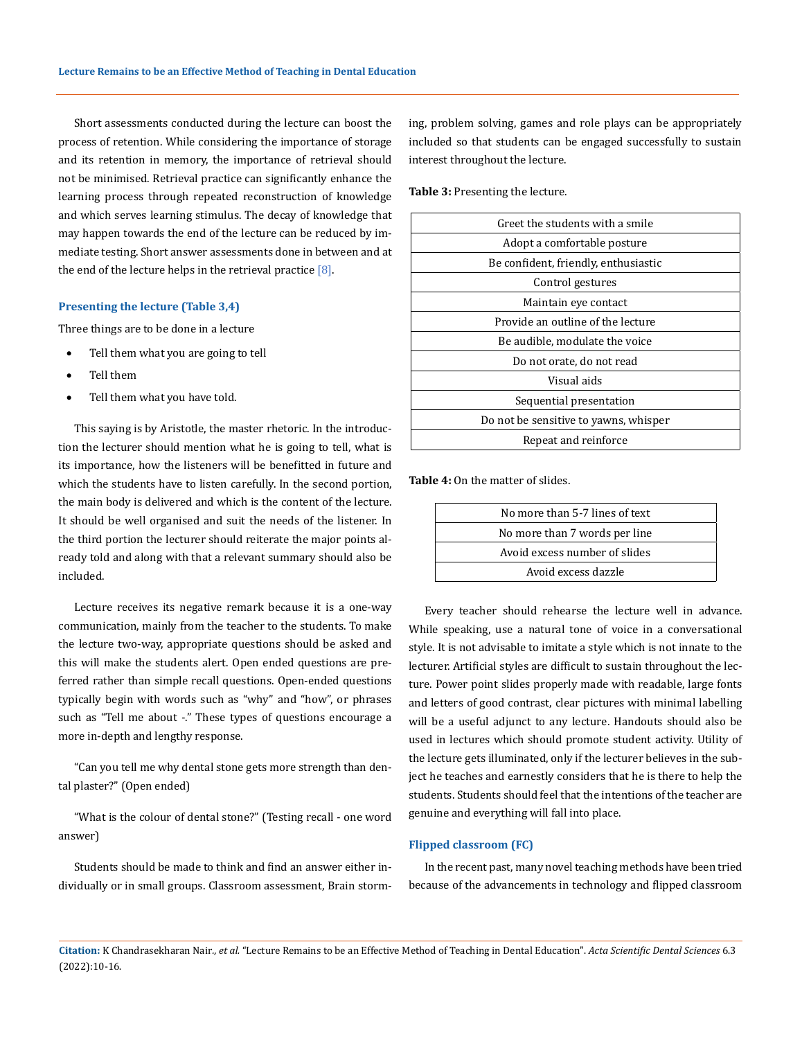Short assessments conducted during the lecture can boost the process of retention. While considering the importance of storage and its retention in memory, the importance of retrieval should not be minimised. Retrieval practice can significantly enhance the learning process through repeated reconstruction of knowledge and which serves learning stimulus. The decay of knowledge that may happen towards the end of the lecture can be reduced by immediate testing. Short answer assessments done in between and at the end of the lecture helps in the retrieval practice [8].

### Presenting the lecture (Table 3,4)

Three things are to be done in a lecture

- Tell them what you are going to tell
- Tell them
- Tell them what you have told.

This saying is by Aristotle, the master rhetoric. In the introduction the lecturer should mention what he is going to tell, what is its importance, how the listeners will be benefitted in future and which the students have to listen carefully. In the second portion, the main body is delivered and which is the content of the lecture. It should be well organised and suit the needs of the listener. In the third portion the lecturer should reiterate the major points already told and along with that a relevant summary should also be included.

Lecture receives its negative remark because it is a one-way communication, mainly from the teacher to the students. To make the lecture two-way, appropriate questions should be asked and this will make the students alert. Open ended questions are preferred rather than simple recall questions. Open-ended questions typically begin with words such as "why" and "how", or phrases such as "Tell me about -." These types of questions encourage a more in-depth and lengthy response.

"Can you tell me why dental stone gets more strength than dental plaster?" (Open ended)

"What is the colour of dental stone?" (Testing recall - one word answer)

Students should be made to think and find an answer either individually or in small groups. Classroom assessment, Brain storming, problem solving, games and role plays can be appropriately included so that students can be engaged successfully to sustain interest throughout the lecture.

**Table 3:** Presenting the lecture.

| |
|---|
| Greet the students with a smile |
| Adopt a comfortable posture |
| Be confident, friendly, enthusiastic |
| Control gestures |
| Maintain eye contact |
| Provide an outline of the lecture |
| Be audible, modulate the voice |
| Do not orate, do not read |
| Visual aids |
| Sequential presentation |
| Do not be sensitive to yawns, whisper |
| Repeat and reinforce |

**Table 4:** On the matter of slides.

| |
|---|
| No more than 5-7 lines of text |
| No more than 7 words per line |
| Avoid excess number of slides |
| Avoid excess dazzle |

Every teacher should rehearse the lecture well in advance. While speaking, use a natural tone of voice in a conversational style. It is not advisable to imitate a style which is not innate to the lecturer. Artificial styles are difficult to sustain throughout the lecture. Power point slides properly made with readable, large fonts and letters of good contrast, clear pictures with minimal labelling will be a useful adjunct to any lecture. Handouts should also be used in lectures which should promote student activity. Utility of the lecture gets illuminated, only if the lecturer believes in the subject he teaches and earnestly considers that he is there to help the students. Students should feel that the intentions of the teacher are genuine and everything will fall into place.

### Flipped classroom (FC)

In the recent past, many novel teaching methods have been tried because of the advancements in technology and flipped classroom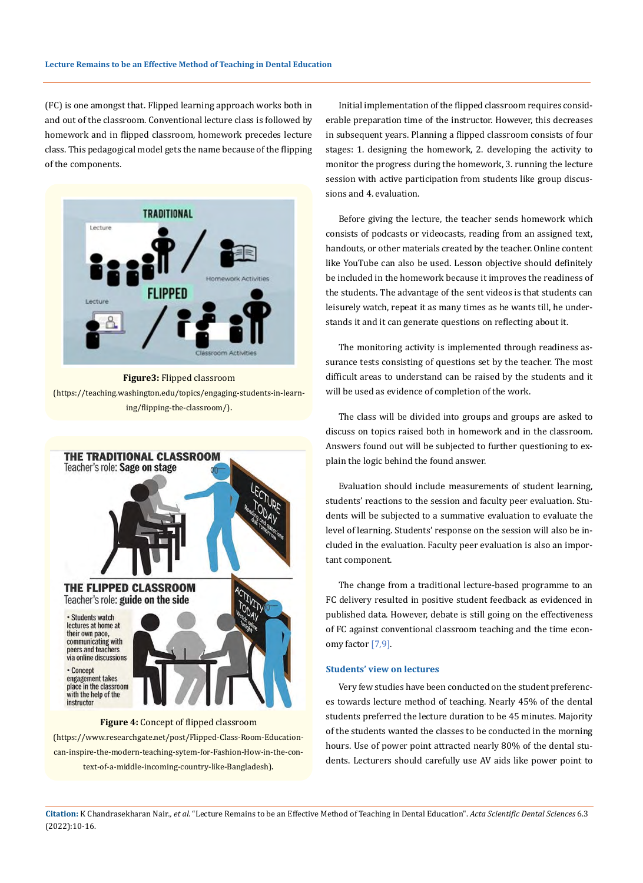(FC) is one amongst that. Flipped learning approach works both in and out of the classroom. Conventional lecture class is followed by homework and in flipped classroom, homework precedes lecture class. This pedagogical model gets the name because of the flipping of the components.

**Figure3:** Flipped classroom (https://teaching.washington.edu/topics/engaging-students-in-learning/flipping-the-classroom/).

**Figure 4:** Concept of flipped classroom (https://www.researchgate.net/post/Flipped-Class-Room-Education-can-inspire-the-modern-teaching-sytem-for-Fashion-How-in-the-context-of-a-middle-incoming-country-like-Bangladesh).

Initial implementation of the flipped classroom requires considerable preparation time of the instructor. However, this decreases in subsequent years. Planning a flipped classroom consists of four stages: 1. designing the homework, 2. developing the activity to monitor the progress during the homework, 3. running the lecture session with active participation from students like group discussions and 4. evaluation.

Before giving the lecture, the teacher sends homework which consists of podcasts or videocasts, reading from an assigned text, handouts, or other materials created by the teacher. Online content like YouTube can also be used. Lesson objective should definitely be included in the homework because it improves the readiness of the students. The advantage of the sent videos is that students can leisurely watch, repeat it as many times as he wants till, he understands it and it can generate questions on reflecting about it.

The monitoring activity is implemented through readiness assurance tests consisting of questions set by the teacher. The most difficult areas to understand can be raised by the students and it will be used as evidence of completion of the work.

The class will be divided into groups and groups are asked to discuss on topics raised both in homework and in the classroom. Answers found out will be subjected to further questioning to explain the logic behind the found answer.

Evaluation should include measurements of student learning, students' reactions to the session and faculty peer evaluation. Students will be subjected to a summative evaluation to evaluate the level of learning. Students' response on the session will also be included in the evaluation. Faculty peer evaluation is also an important component.

The change from a traditional lecture-based programme to an FC delivery resulted in positive student feedback as evidenced in published data. However, debate is still going on the effectiveness of FC against conventional classroom teaching and the time economy factor [7,9].

### Students' view on lectures

Very few studies have been conducted on the student preferences towards lecture method of teaching. Nearly 45% of the dental students preferred the lecture duration to be 45 minutes. Majority of the students wanted the classes to be conducted in the morning hours. Use of power point attracted nearly 80% of the dental students. Lecturers should carefully use AV aids like power point to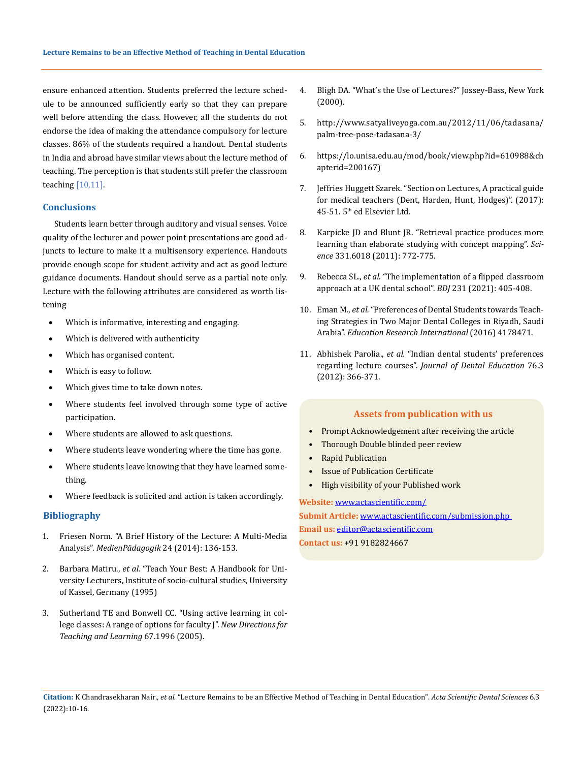ensure enhanced attention. Students preferred the lecture schedule to be announced sufficiently early so that they can prepare well before attending the class. However, all the students do not endorse the idea of making the attendance compulsory for lecture classes. 86% of the students required a handout. Dental students in India and abroad have similar views about the lecture method of teaching. The perception is that students still prefer the classroom teaching [10,11].

## Conclusions

Students learn better through auditory and visual senses. Voice quality of the lecturer and power point presentations are good adjuncts to lecture to make it a multisensory experience. Handouts provide enough scope for student activity and act as good lecture guidance documents. Handout should serve as a partial note only. Lecture with the following attributes are considered as worth listening

- Which is informative, interesting and engaging.
- Which is delivered with authenticity
- Which has organised content.
- Which is easy to follow.
- Which gives time to take down notes.
- Where students feel involved through some type of active participation.
- Where students are allowed to ask questions.
- Where students leave wondering where the time has gone.
- Where students leave knowing that they have learned something.
- Where feedback is solicited and action is taken accordingly.

## Bibliography

1. Friesen Norm. "A Brief History of the Lecture: A Multi-Media Analysis". *MedienPädagogik* 24 (2014): 136-153.
2. Barbara Matiru., *et al.* "Teach Your Best: A Handbook for University Lecturers, Institute of socio-cultural studies, University of Kassel, Germany (1995)
3. Sutherland TE and Bonwell CC. "Using active learning in college classes: A range of options for faculty J". *New Directions for Teaching and Learning* 67.1996 (2005).
4. Bligh DA. "What's the Use of Lectures?" Jossey-Bass, New York (2000).
5. http://www.satyaliveyoga.com.au/2012/11/06/tadasana/palm-tree-pose-tadasana-3/
6. https://lo.unisa.edu.au/mod/book/view.php?id=610988&chapterid=200167)
7. Jeffries Huggett Szarek. "Section on Lectures, A practical guide for medical teachers (Dent, Harden, Hunt, Hodges)". (2017): 45-51. 5th ed Elsevier Ltd.
8. Karpicke JD and Blunt JR. "Retrieval practice produces more learning than elaborate studying with concept mapping". *Science* 331.6018 (2011): 772-775.
9. Rebecca SL., *et al*. "The implementation of a flipped classroom approach at a UK dental school". *BDJ* 231 (2021): 405-408.
10. Eman M., *et al.* "Preferences of Dental Students towards Teaching Strategies in Two Major Dental Colleges in Riyadh, Saudi Arabia". *Education Research International* (2016) 4178471.
11. Abhishek Parolia., *et al.* "Indian dental students' preferences regarding lecture courses". *Journal of Dental Education* 76.3 (2012): 366-371.

**Assets from publication with us**

- Prompt Acknowledgement after receiving the article
- Thorough Double blinded peer review
- Rapid Publication
- Issue of Publication Certificate
- High visibility of your Published work

**Website:** www.actascientific.com/
**Submit Article:** www.actascientific.com/submission.php
**Email us:** editor@actascientific.com
**Contact us:** +91 9182824667